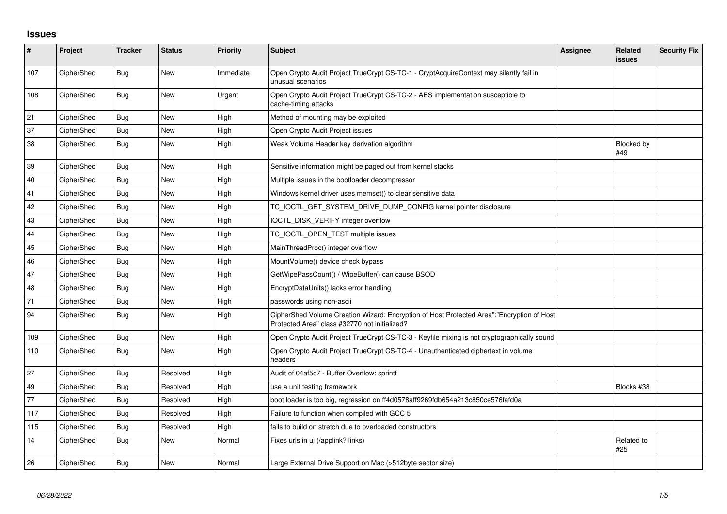## Issues

| # | Project | Tracker | Status | Priority | Subject | Assignee | Related issues | Security Fix |
|---|---|---|---|---|---|---|---|---|
| 107 | CipherShed | Bug | New | Immediate | Open Crypto Audit Project TrueCrypt CS-TC-1 - CryptAcquireContext may silently fail in unusual scenarios | | | |
| 108 | CipherShed | Bug | New | Urgent | Open Crypto Audit Project TrueCrypt CS-TC-2 - AES implementation susceptible to cache-timing attacks | | | |
| 21 | CipherShed | Bug | New | High | Method of mounting may be exploited | | | |
| 37 | CipherShed | Bug | New | High | Open Crypto Audit Project issues | | | |
| 38 | CipherShed | Bug | New | High | Weak Volume Header key derivation algorithm | | Blocked by #49 | |
| 39 | CipherShed | Bug | New | High | Sensitive information might be paged out from kernel stacks | | | |
| 40 | CipherShed | Bug | New | High | Multiple issues in the bootloader decompressor | | | |
| 41 | CipherShed | Bug | New | High | Windows kernel driver uses memset() to clear sensitive data | | | |
| 42 | CipherShed | Bug | New | High | TC_IOCTL_GET_SYSTEM_DRIVE_DUMP_CONFIG kernel pointer disclosure | | | |
| 43 | CipherShed | Bug | New | High | IOCTL_DISK_VERIFY integer overflow | | | |
| 44 | CipherShed | Bug | New | High | TC_IOCTL_OPEN_TEST multiple issues | | | |
| 45 | CipherShed | Bug | New | High | MainThreadProc() integer overflow | | | |
| 46 | CipherShed | Bug | New | High | MountVolume() device check bypass | | | |
| 47 | CipherShed | Bug | New | High | GetWipePassCount() / WipeBuffer() can cause BSOD | | | |
| 48 | CipherShed | Bug | New | High | EncryptDataUnits() lacks error handling | | | |
| 71 | CipherShed | Bug | New | High | passwords using non-ascii | | | |
| 94 | CipherShed | Bug | New | High | CipherShed Volume Creation Wizard: Encryption of Host Protected Area":"Encryption of Host Protected Area" class #32770 not initialized? | | | |
| 109 | CipherShed | Bug | New | High | Open Crypto Audit Project TrueCrypt CS-TC-3 - Keyfile mixing is not cryptographically sound | | | |
| 110 | CipherShed | Bug | New | High | Open Crypto Audit Project TrueCrypt CS-TC-4 - Unauthenticated ciphertext in volume headers | | | |
| 27 | CipherShed | Bug | Resolved | High | Audit of 04af5c7 - Buffer Overflow: sprintf | | | |
| 49 | CipherShed | Bug | Resolved | High | use a unit testing framework | | Blocks #38 | |
| 77 | CipherShed | Bug | Resolved | High | boot loader is too big, regression on ff4d0578aff9269fdb654a213c850ce576fafd0a | | | |
| 117 | CipherShed | Bug | Resolved | High | Failure to function when compiled with GCC 5 | | | |
| 115 | CipherShed | Bug | Resolved | High | fails to build on stretch due to overloaded constructors | | | |
| 14 | CipherShed | Bug | New | Normal | Fixes urls in ui (/applink? links) | | Related to #25 | |
| 26 | CipherShed | Bug | New | Normal | Large External Drive Support on Mac (>512byte sector size) | | | |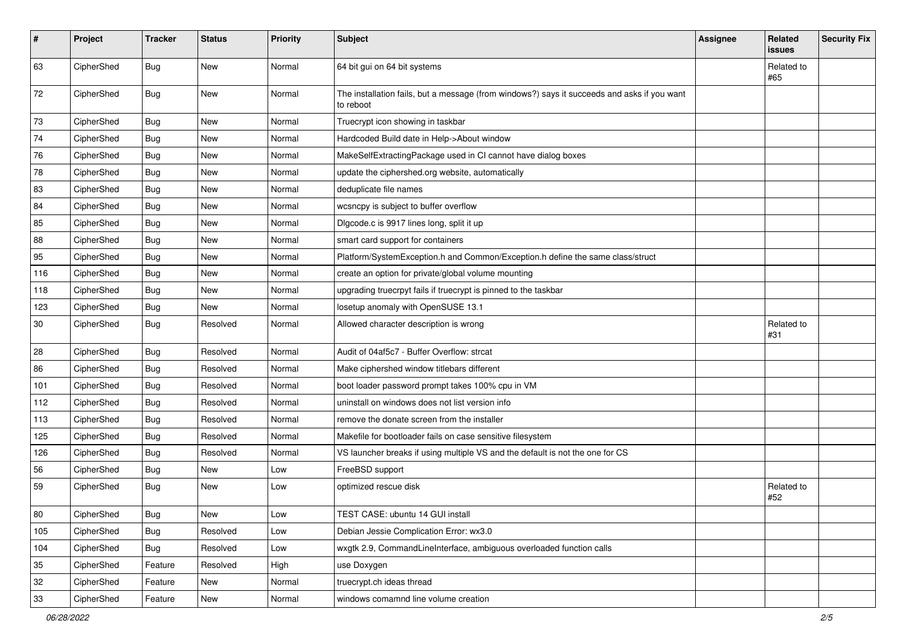| # | Project | Tracker | Status | Priority | Subject | Assignee | Related issues | Security Fix |
|---|---|---|---|---|---|---|---|---|
| 63 | CipherShed | Bug | New | Normal | 64 bit gui on 64 bit systems | | Related to #65 | |
| 72 | CipherShed | Bug | New | Normal | The installation fails, but a message (from windows?) says it succeeds and asks if you want to reboot | | | |
| 73 | CipherShed | Bug | New | Normal | Truecrypt icon showing in taskbar | | | |
| 74 | CipherShed | Bug | New | Normal | Hardcoded Build date in Help->About window | | | |
| 76 | CipherShed | Bug | New | Normal | MakeSelfExtractingPackage used in CI cannot have dialog boxes | | | |
| 78 | CipherShed | Bug | New | Normal | update the ciphershed.org website, automatically | | | |
| 83 | CipherShed | Bug | New | Normal | deduplicate file names | | | |
| 84 | CipherShed | Bug | New | Normal | wcsncpy is subject to buffer overflow | | | |
| 85 | CipherShed | Bug | New | Normal | Dlgcode.c is 9917 lines long, split it up | | | |
| 88 | CipherShed | Bug | New | Normal | smart card support for containers | | | |
| 95 | CipherShed | Bug | New | Normal | Platform/SystemException.h and Common/Exception.h define the same class/struct | | | |
| 116 | CipherShed | Bug | New | Normal | create an option for private/global volume mounting | | | |
| 118 | CipherShed | Bug | New | Normal | upgrading truecrpyt fails if truecrypt is pinned to the taskbar | | | |
| 123 | CipherShed | Bug | New | Normal | losetup anomaly with OpenSUSE 13.1 | | | |
| 30 | CipherShed | Bug | Resolved | Normal | Allowed character description is wrong | | Related to #31 | |
| 28 | CipherShed | Bug | Resolved | Normal | Audit of 04af5c7 - Buffer Overflow: strcat | | | |
| 86 | CipherShed | Bug | Resolved | Normal | Make ciphershed window titlebars different | | | |
| 101 | CipherShed | Bug | Resolved | Normal | boot loader password prompt takes 100% cpu in VM | | | |
| 112 | CipherShed | Bug | Resolved | Normal | uninstall on windows does not list version info | | | |
| 113 | CipherShed | Bug | Resolved | Normal | remove the donate screen from the installer | | | |
| 125 | CipherShed | Bug | Resolved | Normal | Makefile for bootloader fails on case sensitive filesystem | | | |
| 126 | CipherShed | Bug | Resolved | Normal | VS launcher breaks if using multiple VS and the default is not the one for CS | | | |
| 56 | CipherShed | Bug | New | Low | FreeBSD support | | | |
| 59 | CipherShed | Bug | New | Low | optimized rescue disk | | Related to #52 | |
| 80 | CipherShed | Bug | New | Low | TEST CASE: ubuntu 14 GUI install | | | |
| 105 | CipherShed | Bug | Resolved | Low | Debian Jessie Complication Error: wx3.0 | | | |
| 104 | CipherShed | Bug | Resolved | Low | wxgtk 2.9, CommandLineInterface, ambiguous overloaded function calls | | | |
| 35 | CipherShed | Feature | Resolved | High | use Doxygen | | | |
| 32 | CipherShed | Feature | New | Normal | truecrypt.ch ideas thread | | | |
| 33 | CipherShed | Feature | New | Normal | windows comamnd line volume creation | | | |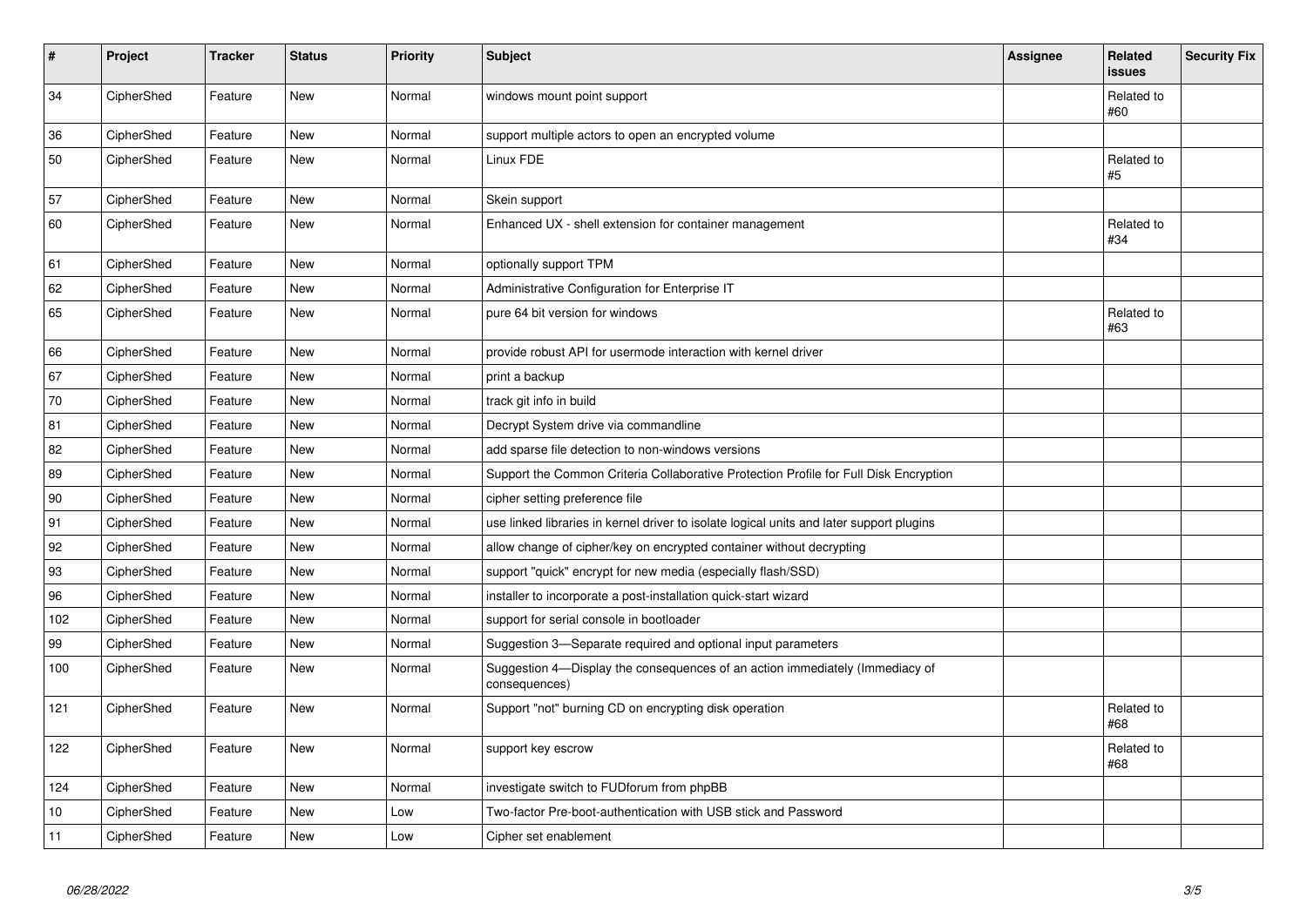| # | Project | Tracker | Status | Priority | Subject | Assignee | Related issues | Security Fix |
|---|---|---|---|---|---|---|---|---|
| 34 | CipherShed | Feature | New | Normal | windows mount point support | | Related to #60 | |
| 36 | CipherShed | Feature | New | Normal | support multiple actors to open an encrypted volume | | | |
| 50 | CipherShed | Feature | New | Normal | Linux FDE | | Related to #5 | |
| 57 | CipherShed | Feature | New | Normal | Skein support | | | |
| 60 | CipherShed | Feature | New | Normal | Enhanced UX - shell extension for container management | | Related to #34 | |
| 61 | CipherShed | Feature | New | Normal | optionally support TPM | | | |
| 62 | CipherShed | Feature | New | Normal | Administrative Configuration for Enterprise IT | | | |
| 65 | CipherShed | Feature | New | Normal | pure 64 bit version for windows | | Related to #63 | |
| 66 | CipherShed | Feature | New | Normal | provide robust API for usermode interaction with kernel driver | | | |
| 67 | CipherShed | Feature | New | Normal | print a backup | | | |
| 70 | CipherShed | Feature | New | Normal | track git info in build | | | |
| 81 | CipherShed | Feature | New | Normal | Decrypt System drive via commandline | | | |
| 82 | CipherShed | Feature | New | Normal | add sparse file detection to non-windows versions | | | |
| 89 | CipherShed | Feature | New | Normal | Support the Common Criteria Collaborative Protection Profile for Full Disk Encryption | | | |
| 90 | CipherShed | Feature | New | Normal | cipher setting preference file | | | |
| 91 | CipherShed | Feature | New | Normal | use linked libraries in kernel driver to isolate logical units and later support plugins | | | |
| 92 | CipherShed | Feature | New | Normal | allow change of cipher/key on encrypted container without decrypting | | | |
| 93 | CipherShed | Feature | New | Normal | support "quick" encrypt for new media (especially flash/SSD) | | | |
| 96 | CipherShed | Feature | New | Normal | installer to incorporate a post-installation quick-start wizard | | | |
| 102 | CipherShed | Feature | New | Normal | support for serial console in bootloader | | | |
| 99 | CipherShed | Feature | New | Normal | Suggestion 3—Separate required and optional input parameters | | | |
| 100 | CipherShed | Feature | New | Normal | Suggestion 4—Display the consequences of an action immediately (Immediacy of consequences) | | | |
| 121 | CipherShed | Feature | New | Normal | Support "not" burning CD on encrypting disk operation | | Related to #68 | |
| 122 | CipherShed | Feature | New | Normal | support key escrow | | Related to #68 | |
| 124 | CipherShed | Feature | New | Normal | investigate switch to FUDforum from phpBB | | | |
| 10 | CipherShed | Feature | New | Low | Two-factor Pre-boot-authentication with USB stick and Password | | | |
| 11 | CipherShed | Feature | New | Low | Cipher set enablement | | | |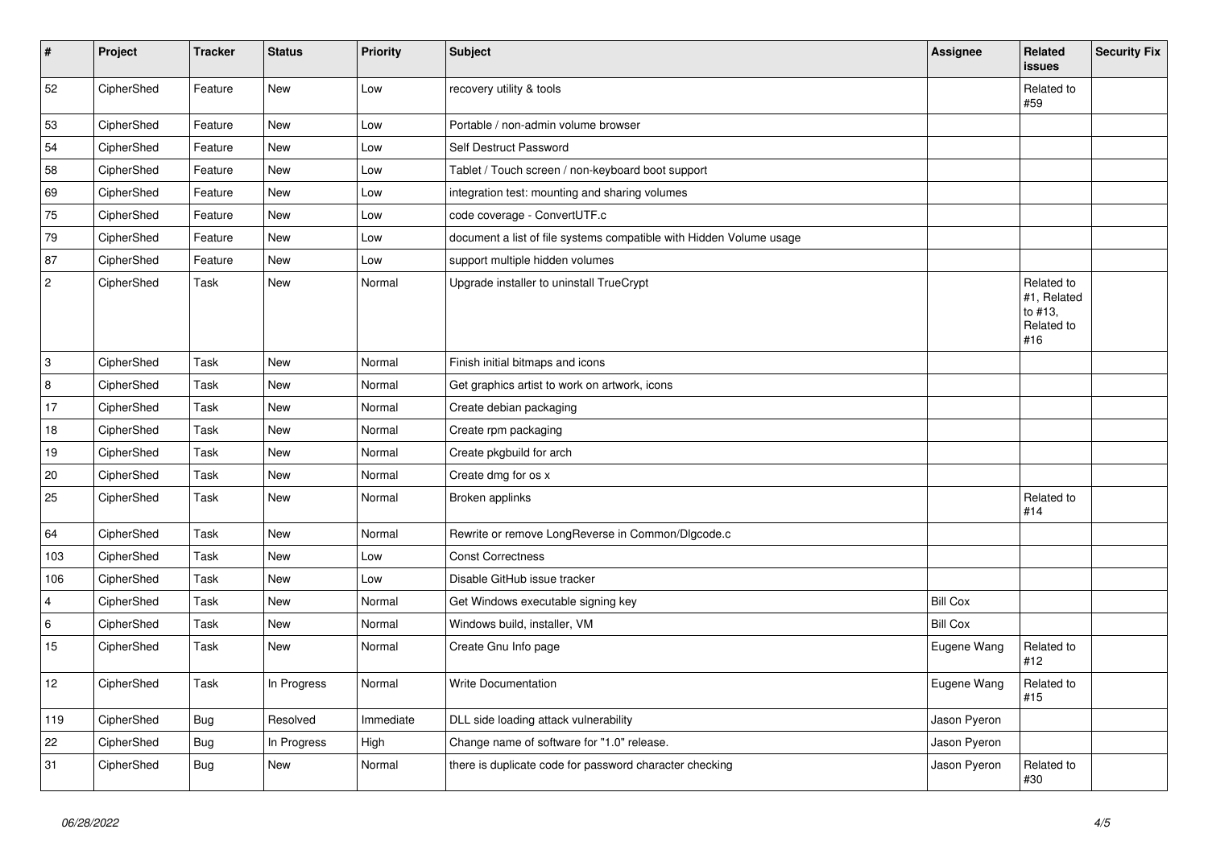| # | Project | Tracker | Status | Priority | Subject | Assignee | Related issues | Security Fix |
| --- | --- | --- | --- | --- | --- | --- | --- | --- |
| 52 | CipherShed | Feature | New | Low | recovery utility & tools | | Related to #59 | |
| 53 | CipherShed | Feature | New | Low | Portable / non-admin volume browser | | | |
| 54 | CipherShed | Feature | New | Low | Self Destruct Password | | | |
| 58 | CipherShed | Feature | New | Low | Tablet / Touch screen / non-keyboard boot support | | | |
| 69 | CipherShed | Feature | New | Low | integration test: mounting and sharing volumes | | | |
| 75 | CipherShed | Feature | New | Low | code coverage - ConvertUTF.c | | | |
| 79 | CipherShed | Feature | New | Low | document a list of file systems compatible with Hidden Volume usage | | | |
| 87 | CipherShed | Feature | New | Low | support multiple hidden volumes | | | |
| 2 | CipherShed | Task | New | Normal | Upgrade installer to uninstall TrueCrypt | | Related to #1, Related to #13, Related to #16 | |
| 3 | CipherShed | Task | New | Normal | Finish initial bitmaps and icons | | | |
| 8 | CipherShed | Task | New | Normal | Get graphics artist to work on artwork, icons | | | |
| 17 | CipherShed | Task | New | Normal | Create debian packaging | | | |
| 18 | CipherShed | Task | New | Normal | Create rpm packaging | | | |
| 19 | CipherShed | Task | New | Normal | Create pkgbuild for arch | | | |
| 20 | CipherShed | Task | New | Normal | Create dmg for os x | | | |
| 25 | CipherShed | Task | New | Normal | Broken applinks | | Related to #14 | |
| 64 | CipherShed | Task | New | Normal | Rewrite or remove LongReverse in Common/Dlgcode.c | | | |
| 103 | CipherShed | Task | New | Low | Const Correctness | | | |
| 106 | CipherShed | Task | New | Low | Disable GitHub issue tracker | | | |
| 4 | CipherShed | Task | New | Normal | Get Windows executable signing key | Bill Cox | | |
| 6 | CipherShed | Task | New | Normal | Windows build, installer, VM | Bill Cox | | |
| 15 | CipherShed | Task | New | Normal | Create Gnu Info page | Eugene Wang | Related to #12 | |
| 12 | CipherShed | Task | In Progress | Normal | Write Documentation | Eugene Wang | Related to #15 | |
| 119 | CipherShed | Bug | Resolved | Immediate | DLL side loading attack vulnerability | Jason Pyeron | | |
| 22 | CipherShed | Bug | In Progress | High | Change name of software for "1.0" release. | Jason Pyeron | | |
| 31 | CipherShed | Bug | New | Normal | there is duplicate code for password character checking | Jason Pyeron | Related to #30 | |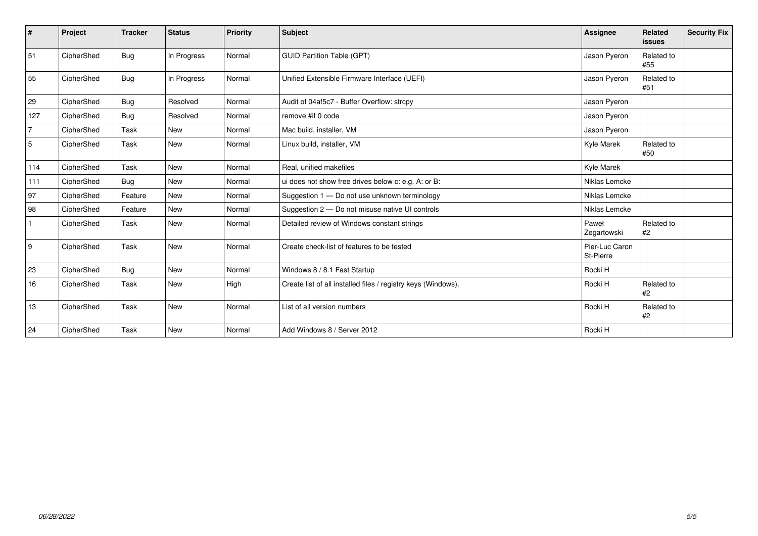| # | Project | Tracker | Status | Priority | Subject | Assignee | Related issues | Security Fix |
|---|---|---|---|---|---|---|---|---|
| 51 | CipherShed | Bug | In Progress | Normal | GUID Partition Table (GPT) | Jason Pyeron | Related to #55 | |
| 55 | CipherShed | Bug | In Progress | Normal | Unified Extensible Firmware Interface (UEFI) | Jason Pyeron | Related to #51 | |
| 29 | CipherShed | Bug | Resolved | Normal | Audit of 04af5c7 - Buffer Overflow: strcpy | Jason Pyeron | | |
| 127 | CipherShed | Bug | Resolved | Normal | remove #if 0 code | Jason Pyeron | | |
| 7 | CipherShed | Task | New | Normal | Mac build, installer, VM | Jason Pyeron | | |
| 5 | CipherShed | Task | New | Normal | Linux build, installer, VM | Kyle Marek | Related to #50 | |
| 114 | CipherShed | Task | New | Normal | Real, unified makefiles | Kyle Marek | | |
| 111 | CipherShed | Bug | New | Normal | ui does not show free drives below c: e.g. A: or B: | Niklas Lemcke | | |
| 97 | CipherShed | Feature | New | Normal | Suggestion 1 — Do not use unknown terminology | Niklas Lemcke | | |
| 98 | CipherShed | Feature | New | Normal | Suggestion 2 — Do not misuse native UI controls | Niklas Lemcke | | |
| 1 | CipherShed | Task | New | Normal | Detailed review of Windows constant strings | Paweł Zegartowski | Related to #2 | |
| 9 | CipherShed | Task | New | Normal | Create check-list of features to be tested | Pier-Luc Caron St-Pierre | | |
| 23 | CipherShed | Bug | New | Normal | Windows 8 / 8.1 Fast Startup | Rocki H | | |
| 16 | CipherShed | Task | New | High | Create list of all installed files / registry keys (Windows). | Rocki H | Related to #2 | |
| 13 | CipherShed | Task | New | Normal | List of all version numbers | Rocki H | Related to #2 | |
| 24 | CipherShed | Task | New | Normal | Add Windows 8 / Server 2012 | Rocki H | | |

*06/28/2022*